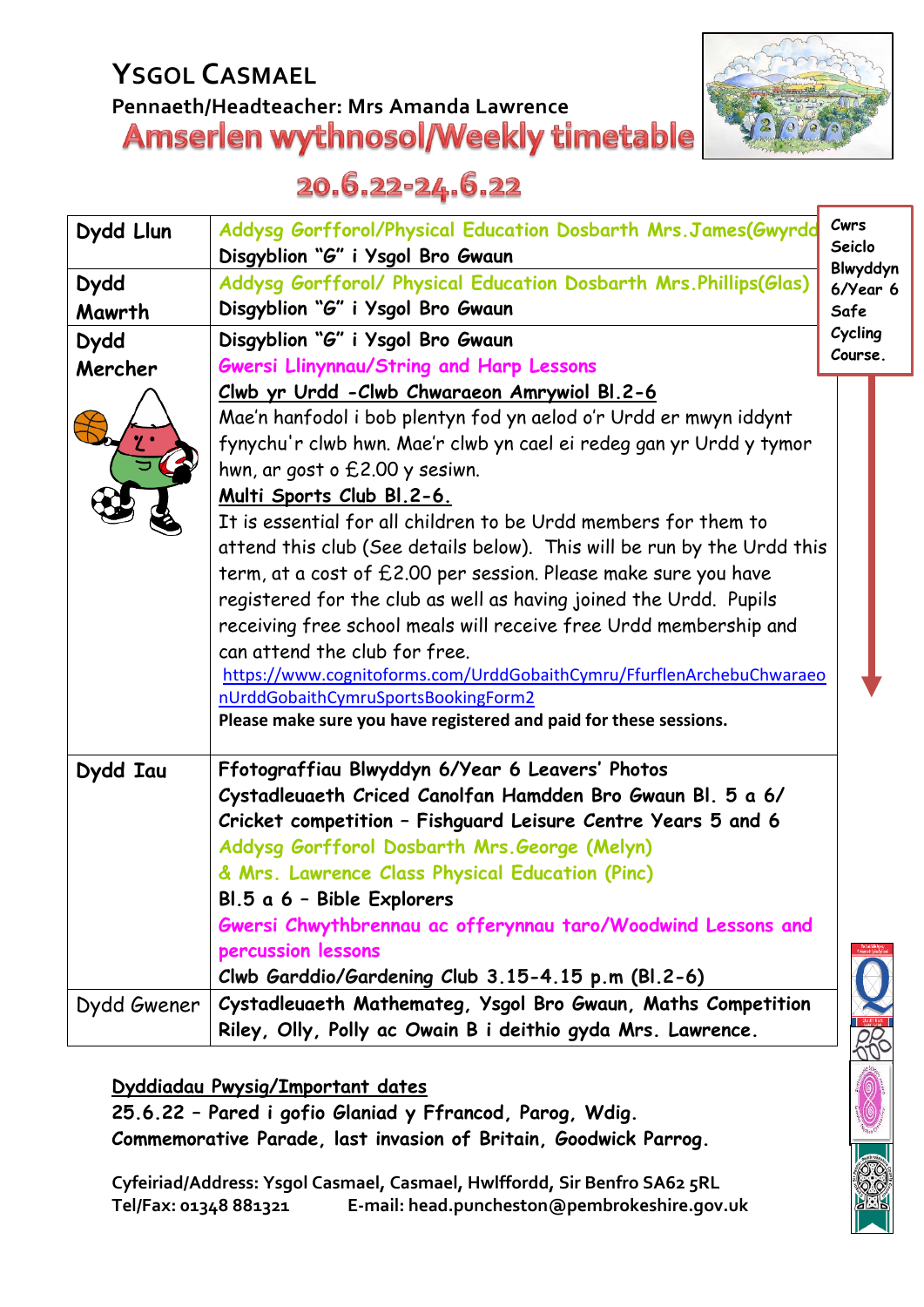# Ysgol Casmael

**Pennaeth/Headteacher: Mrs Amanda Lawrence**

## Amserlen wythnosol/Weekly timetable

## 20.6.22-24.6.22

| | |
|---|---|
| **Dydd Llun** | Addysg Gorfforol/Physical Education Dosbarth Mrs.James(Gwyrdd)<br>**Disgyblion "G" i Ysgol Bro Gwaun** |
| **Dydd Mawrth** | Addysg Gorfforol/ Physical Education Dosbarth Mrs.Phillips(Glas)<br>**Disgyblion "G" i Ysgol Bro Gwaun** |
| **Dydd Mercher** | **Disgyblion "G" i Ysgol Bro Gwaun**<br>Gwersi Llinynnau/String and Harp Lessons<br>Clwb yr Urdd -Clwb Chwaraeon Amrywiol Bl.2-6<br>Mae'n hanfodol i bob plentyn fod yn aelod o'r Urdd er mwyn iddynt fynychu'r clwb hwn. Mae'n clwb yn cael ei redeg gan yr Urdd y tymor hwn, ar gost o £2.00 y sesiwn.<br>Multi Sports Club Bl.2-6.<br>It is essential for all children to be Urdd members for them to attend this club (See details below). This will be run by the Urdd this term, at a cost of £2.00 per session. Please make sure you have registered for the club as well as having joined the Urdd. Pupils receiving free school meals will receive free Urdd membership and can attend the club for free.<br>https://www.cognitoforms.com/UrddGobaithCymru/FfurflenArchebuChwaraeonUrddGobaithCymruSportsBookingForm2<br>**Please make sure you have registered and paid for these sessions.** |
| **Dydd Iau** | **Ffotograffiau Blwyddyn 6/Year 6 Leavers' Photos**<br>**Cystadleuaeth Criced Canolfan Hamdden Bro Gwaun Bl. 5 a 6/ Cricket competition – Fishguard Leisure Centre Years 5 and 6**<br>Addysg Gorfforol Dosbarth Mrs.George (Melyn)<br>& Mrs. Lawrence Class Physical Education (Pinc)<br>**Bl.5 a 6 – Bible Explorers**<br>Gwersi Chwythbrennau ac offerynnau taro/Woodwind Lessons and percussion lessons<br>**Clwb Garddio/Gardening Club 3.15-4.15 p.m (Bl.2-6)** |
| Dydd Gwener | **Cystadleuaeth Mathemateg, Ysgol Bro Gwaun, Maths Competition Riley, Olly, Polly ac Owain B i deithio gyda Mrs. Lawrence.** |

**Cwrs Seiclo Blwyddyn 6/Year 6 Safe Cycling Course.**

**Dyddiadau Pwysig/Important dates**

**25.6.22 – Pared i gofio Glaniad y Ffrancod, Parog, Wdig.**
**Commemorative Parade, last invasion of Britain, Goodwick Parrog.**

**Cyfeiriad/Address: Ysgol Casmael, Casmael, Hwlffordd, Sir Benfro SA62 5RL**
**Tel/Fax: 01348 881321 E-mail: head.puncheston@pembrokeshire.gov.uk**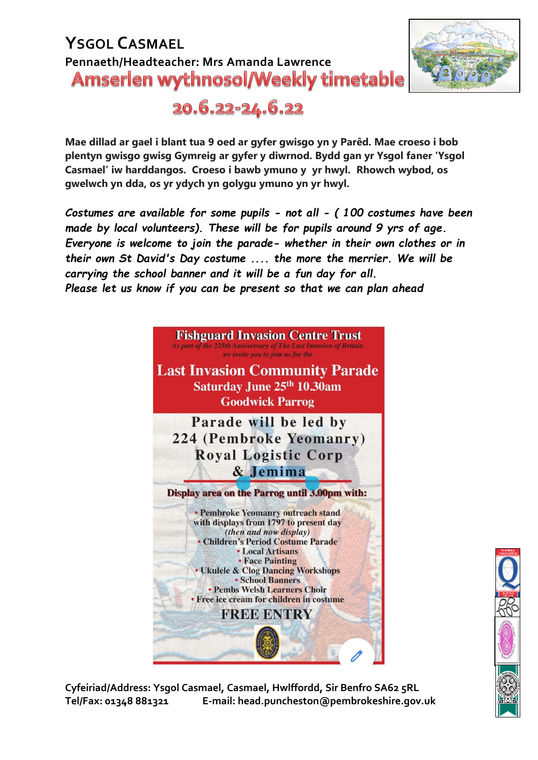# YSGOL CASMAEL

**Pennaeth/Headteacher: Mrs Amanda Lawrence**

## Amserlen wythnosol/Weekly timetable

## 20.6.22-24.6.22

**Mae dillad ar gael i blant tua 9 oed ar gyfer gwisgo yn y Parêd. Mae croeso i bob plentyn gwisgo gwisg Gymreig ar gyfer y diwrnod. Bydd gan yr Ysgol faner 'Ysgol Casmael' iw harddangos. Croeso i bawb ymuno y yr hwyl. Rhowch wybod, os gwelwch yn dda, os yr ydych yn golygu ymuno yn yr hwyl.**

***Costumes are available for some pupils - not all - ( 100 costumes have been made by local volunteers). These will be for pupils around 9 yrs of age. Everyone is welcome to join the parade- whether in their own clothes or in their own St David's Day costume .... the more the merrier. We will be carrying the school banner and it will be a fun day for all.***
***Please let us know if you can be present so that we can plan ahead***

**Fishguard Invasion Centre Trust**

*As part of the 225th Anniversary of The Last Invasion of Britain we invite you to join us for the*

**Last Invasion Community Parade**
**Saturday June 25th 10.30am**
**Goodwick Parrog**

**Parade will be led by 224 (Pembroke Yeomanry) Royal Logistic Corp & Jemima**

**Display area on the Parrog until 3.00pm with:**

- Pembroke Yeomanry outreach stand with displays from 1797 to present day *(then and now display)*
- Children's Period Costume Parade
- Local Artisans
- Face Painting
- Ukulele & Clog Dancing Workshops
- School Banners
- Pembs Welsh Learners Choir
- Free ice cream for children in costume

**FREE ENTRY**

**Cyfeiriad/Address: Ysgol Casmael, Casmael, Hwlffordd, Sir Benfro SA62 5RL**
**Tel/Fax: 01348 881321 E-mail: head.puncheston@pembrokeshire.gov.uk**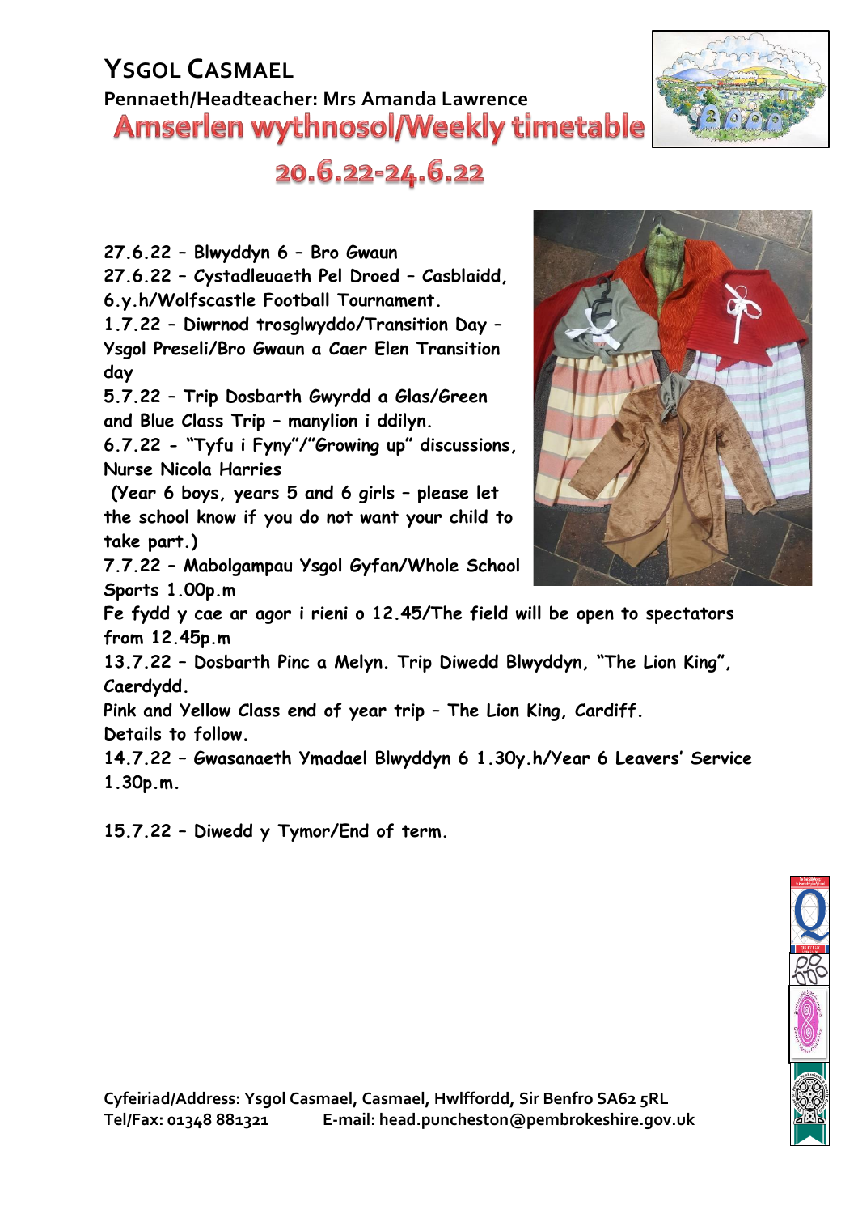# Ysgol Casmael

**Pennaeth/Headteacher: Mrs Amanda Lawrence**

## Amserlen wythnosol/Weekly timetable

## 20.6.22-24.6.22

**27.6.22 – Blwyddyn 6 – Bro Gwaun**

**27.6.22 – Cystadleuaeth Pel Droed – Casblaidd, 6.y.h/Wolfscastle Football Tournament.**

**1.7.22 – Diwrnod trosglwyddo/Transition Day – Ysgol Preseli/Bro Gwaun a Caer Elen Transition day**

**5.7.22 – Trip Dosbarth Gwyrdd a Glas/Green and Blue Class Trip – manylion i ddilyn.**

**6.7.22 - "Tyfu i Fyny"/"Growing up" discussions, Nurse Nicola Harries**

**(Year 6 boys, years 5 and 6 girls – please let the school know if you do not want your child to take part.)**

**7.7.22 – Mabolgampau Ysgol Gyfan/Whole School Sports 1.00p.m**

**Fe fydd y cae ar agor i rieni o 12.45/The field will be open to spectators from 12.45p.m**

**13.7.22 – Dosbarth Pinc a Melyn. Trip Diwedd Blwyddyn, "The Lion King", Caerdydd.**

**Pink and Yellow Class end of year trip – The Lion King, Cardiff. Details to follow.**

**14.7.22 – Gwasanaeth Ymadael Blwyddyn 6 1.30y.h/Year 6 Leavers' Service 1.30p.m.**

**15.7.22 – Diwedd y Tymor/End of term.**

**Cyfeiriad/Address: Ysgol Casmael, Casmael, Hwlffordd, Sir Benfro SA62 5RL**
**Tel/Fax: 01348 881321 E-mail: head.puncheston@pembrokeshire.gov.uk**